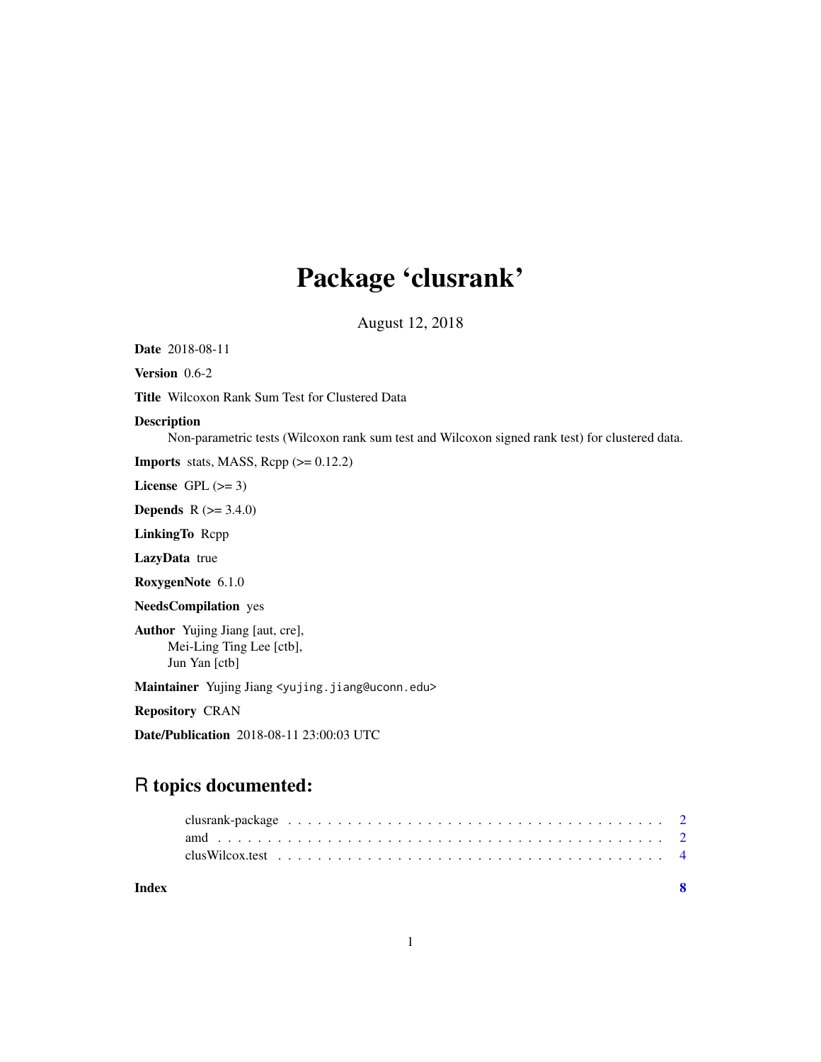# Package 'clusrank'

August 12, 2018

**Date** 2018-08-11

**Version** 0.6-2

**Title** Wilcoxon Rank Sum Test for Clustered Data

**Description**
Non-parametric tests (Wilcoxon rank sum test and Wilcoxon signed rank test) for clustered data.

**Imports** stats, MASS, Rcpp (>= 0.12.2)

**License** GPL (>= 3)

**Depends** R (>= 3.4.0)

**LinkingTo** Rcpp

**LazyData** true

**RoxygenNote** 6.1.0

**NeedsCompilation** yes

**Author** Yujing Jiang [aut, cre],
Mei-Ling Ting Lee [ctb],
Jun Yan [ctb]

**Maintainer** Yujing Jiang <yujing.jiang@uconn.edu>

**Repository** CRAN

**Date/Publication** 2018-08-11 23:00:03 UTC

## R topics documented:

clusrank-package . . . . . . . . . . . . . . . . . . . . . . . . . . . . . . . . . . . . 2
amd . . . . . . . . . . . . . . . . . . . . . . . . . . . . . . . . . . . . . . . . . . . 2
clusWilcox.test . . . . . . . . . . . . . . . . . . . . . . . . . . . . . . . . . . . . . 4

**Index** **8**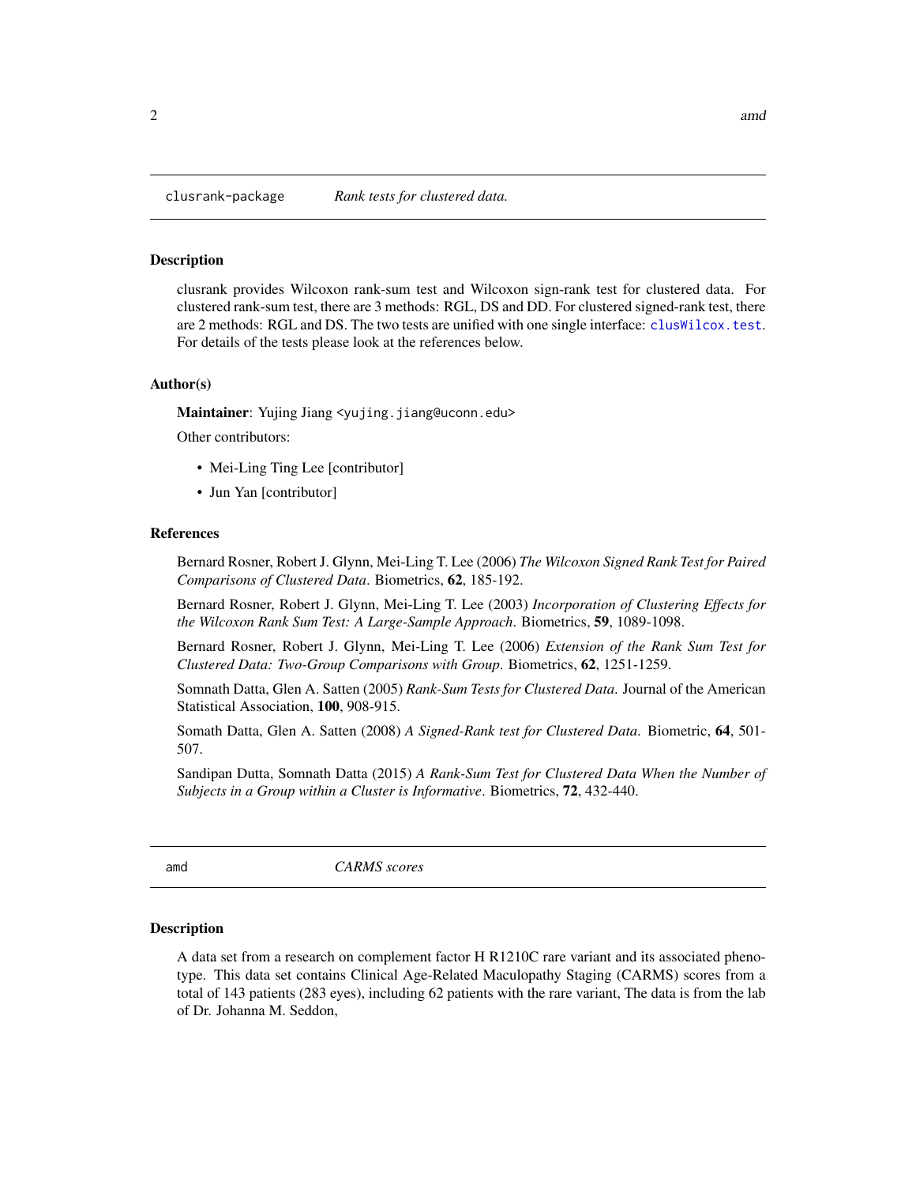## clusrank-package — *Rank tests for clustered data.*

### Description

clusrank provides Wilcoxon rank-sum test and Wilcoxon sign-rank test for clustered data. For clustered rank-sum test, there are 3 methods: RGL, DS and DD. For clustered signed-rank test, there are 2 methods: RGL and DS. The two tests are unified with one single interface: `clusWilcox.test`. For details of the tests please look at the references below.

### Author(s)

**Maintainer**: Yujing Jiang <yujing.jiang@uconn.edu>

Other contributors:

- Mei-Ling Ting Lee [contributor]
- Jun Yan [contributor]

### References

Bernard Rosner, Robert J. Glynn, Mei-Ling T. Lee (2006) *The Wilcoxon Signed Rank Test for Paired Comparisons of Clustered Data*. Biometrics, **62**, 185-192.

Bernard Rosner, Robert J. Glynn, Mei-Ling T. Lee (2003) *Incorporation of Clustering Effects for the Wilcoxon Rank Sum Test: A Large-Sample Approach*. Biometrics, **59**, 1089-1098.

Bernard Rosner, Robert J. Glynn, Mei-Ling T. Lee (2006) *Extension of the Rank Sum Test for Clustered Data: Two-Group Comparisons with Group*. Biometrics, **62**, 1251-1259.

Somnath Datta, Glen A. Satten (2005) *Rank-Sum Tests for Clustered Data*. Journal of the American Statistical Association, **100**, 908-915.

Somath Datta, Glen A. Satten (2008) *A Signed-Rank test for Clustered Data*. Biometric, **64**, 501-507.

Sandipan Dutta, Somnath Datta (2015) *A Rank-Sum Test for Clustered Data When the Number of Subjects in a Group within a Cluster is Informative*. Biometrics, **72**, 432-440.

## amd — *CARMS scores*

### Description

A data set from a research on complement factor H R1210C rare variant and its associated phenotype. This data set contains Clinical Age-Related Maculopathy Staging (CARMS) scores from a total of 143 patients (283 eyes), including 62 patients with the rare variant, The data is from the lab of Dr. Johanna M. Seddon,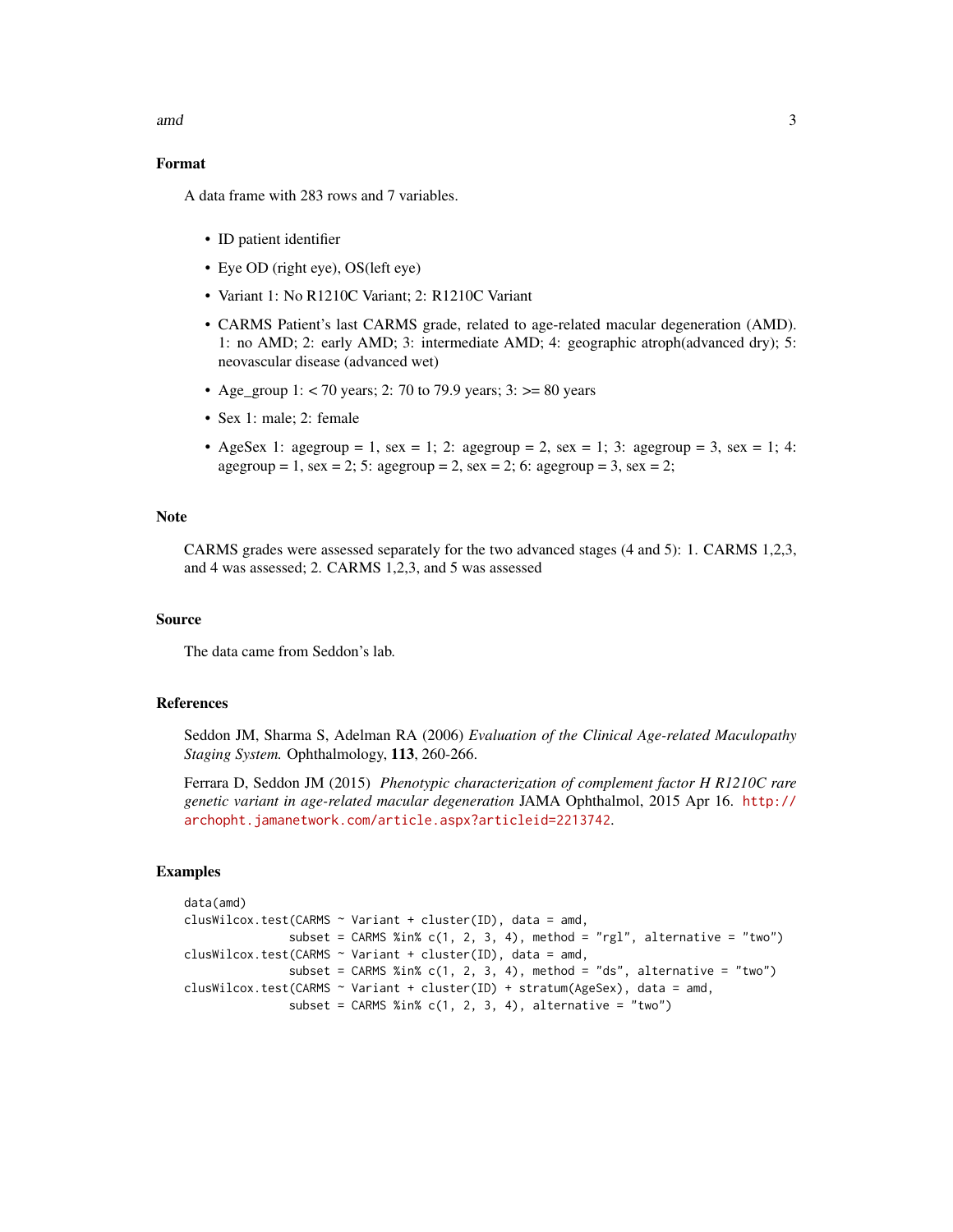## Format

A data frame with 283 rows and 7 variables.

- ID patient identifier
- Eye OD (right eye), OS(left eye)
- Variant 1: No R1210C Variant; 2: R1210C Variant
- CARMS Patient's last CARMS grade, related to age-related macular degeneration (AMD). 1: no AMD; 2: early AMD; 3: intermediate AMD; 4: geographic atroph(advanced dry); 5: neovascular disease (advanced wet)
- Age_group 1: < 70 years; 2: 70 to 79.9 years; 3: >= 80 years
- Sex 1: male; 2: female
- AgeSex 1: agegroup = 1, sex = 1; 2: agegroup = 2, sex = 1; 3: agegroup = 3, sex = 1; 4: agegroup = 1, sex = 2; 5: agegroup = 2, sex = 2; 6: agegroup = 3, sex = 2;

## Note

CARMS grades were assessed separately for the two advanced stages (4 and 5): 1. CARMS 1,2,3, and 4 was assessed; 2. CARMS 1,2,3, and 5 was assessed

## Source

The data came from Seddon's lab.

## References

Seddon JM, Sharma S, Adelman RA (2006) *Evaluation of the Clinical Age-related Maculopathy Staging System.* Ophthalmology, **113**, 260-266.

Ferrara D, Seddon JM (2015) *Phenotypic characterization of complement factor H R1210C rare genetic variant in age-related macular degeneration* JAMA Ophthalmol, 2015 Apr 16. http://archopht.jamanetwork.com/article.aspx?articleid=2213742.

## Examples

```
data(amd)
clusWilcox.test(CARMS ~ Variant + cluster(ID), data = amd,
              subset = CARMS %in% c(1, 2, 3, 4), method = "rgl", alternative = "two")
clusWilcox.test(CARMS ~ Variant + cluster(ID), data = amd,
              subset = CARMS %in% c(1, 2, 3, 4), method = "ds", alternative = "two")
clusWilcox.test(CARMS ~ Variant + cluster(ID) + stratum(AgeSex), data = amd,
              subset = CARMS %in% c(1, 2, 3, 4), alternative = "two")
```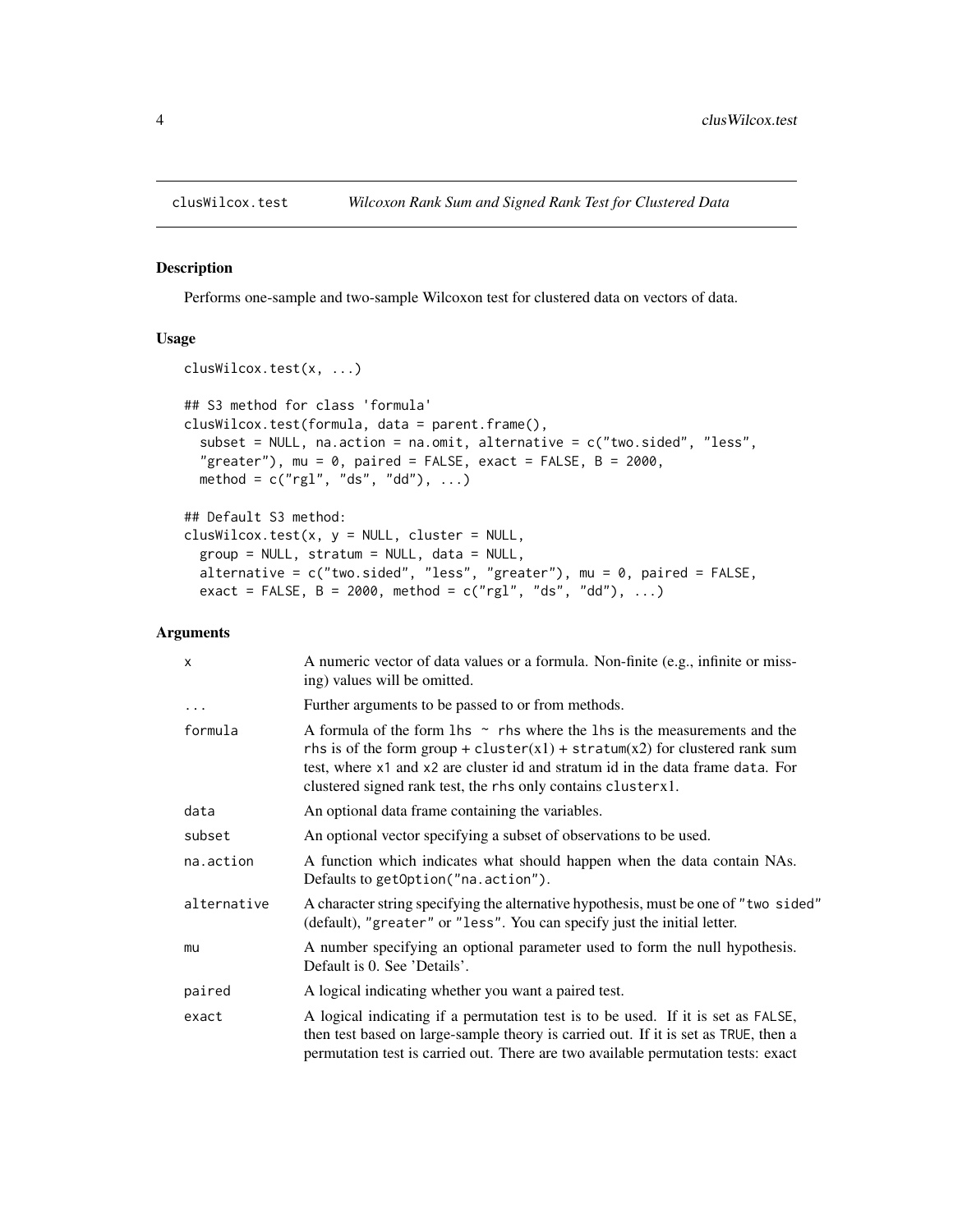## clusWilcox.test — *Wilcoxon Rank Sum and Signed Rank Test for Clustered Data*

### Description

Performs one-sample and two-sample Wilcoxon test for clustered data on vectors of data.

### Usage

```
clusWilcox.test(x, ...)

## S3 method for class 'formula'
clusWilcox.test(formula, data = parent.frame(),
  subset = NULL, na.action = na.omit, alternative = c("two.sided", "less",
  "greater"), mu = 0, paired = FALSE, exact = FALSE, B = 2000,
  method = c("rgl", "ds", "dd"), ...)

## Default S3 method:
clusWilcox.test(x, y = NULL, cluster = NULL,
  group = NULL, stratum = NULL, data = NULL,
  alternative = c("two.sided", "less", "greater"), mu = 0, paired = FALSE,
  exact = FALSE, B = 2000, method = c("rgl", "ds", "dd"), ...)
```

### Arguments

| | |
|---|---|
| `x` | A numeric vector of data values or a formula. Non-finite (e.g., infinite or missing) values will be omitted. |
| `...` | Further arguments to be passed to or from methods. |
| `formula` | A formula of the form `lhs ~ rhs` where the `lhs` is the measurements and the `rhs` is of the form group + `cluster(x1)` + `stratum(x2)` for clustered rank sum test, where `x1` and `x2` are cluster id and stratum id in the data frame `data`. For clustered signed rank test, the `rhs` only contains `clusterx1`. |
| `data` | An optional data frame containing the variables. |
| `subset` | An optional vector specifying a subset of observations to be used. |
| `na.action` | A function which indicates what should happen when the data contain NAs. Defaults to `getOption("na.action")`. |
| `alternative` | A character string specifying the alternative hypothesis, must be one of `"two sided"` (default), `"greater"` or `"less"`. You can specify just the initial letter. |
| `mu` | A number specifying an optional parameter used to form the null hypothesis. Default is 0. See 'Details'. |
| `paired` | A logical indicating whether you want a paired test. |
| `exact` | A logical indicating if a permutation test is to be used. If it is set as `FALSE`, then test based on large-sample theory is carried out. If it is set as `TRUE`, then a permutation test is carried out. There are two available permutation tests: exact |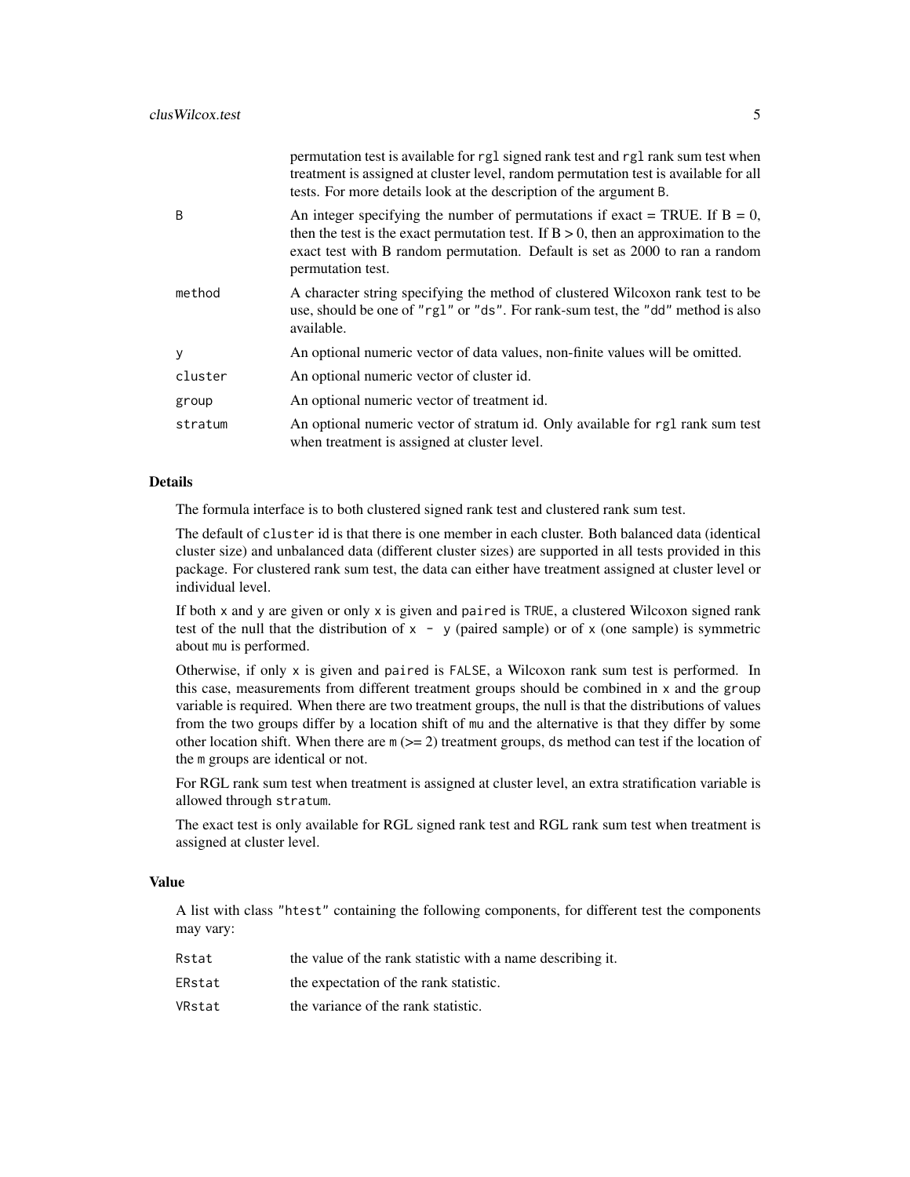permutation test is available for `rgl` signed rank test and `rgl` rank sum test when treatment is assigned at cluster level, random permutation test is available for all tests. For more details look at the description of the argument `B`.

| | |
|---|---|
| `B` | An integer specifying the number of permutations if exact = TRUE. If B = 0, then the test is the exact permutation test. If B > 0, then an approximation to the exact test with B random permutation. Default is set as 2000 to ran a random permutation test. |
| `method` | A character string specifying the method of clustered Wilcoxon rank test to be use, should be one of `"rgl"` or `"ds"`. For rank-sum test, the `"dd"` method is also available. |
| `y` | An optional numeric vector of data values, non-finite values will be omitted. |
| `cluster` | An optional numeric vector of cluster id. |
| `group` | An optional numeric vector of treatment id. |
| `stratum` | An optional numeric vector of stratum id. Only available for `rgl` rank sum test when treatment is assigned at cluster level. |

## Details

The formula interface is to both clustered signed rank test and clustered rank sum test.

The default of `cluster` id is that there is one member in each cluster. Both balanced data (identical cluster size) and unbalanced data (different cluster sizes) are supported in all tests provided in this package. For clustered rank sum test, the data can either have treatment assigned at cluster level or individual level.

If both `x` and `y` are given or only `x` is given and `paired` is `TRUE`, a clustered Wilcoxon signed rank test of the null that the distribution of `x - y` (paired sample) or of `x` (one sample) is symmetric about `mu` is performed.

Otherwise, if only `x` is given and `paired` is `FALSE`, a Wilcoxon rank sum test is performed. In this case, measurements from different treatment groups should be combined in `x` and the `group` variable is required. When there are two treatment groups, the null is that the distributions of values from the two groups differ by a location shift of `mu` and the alternative is that they differ by some other location shift. When there are `m` (>= 2) treatment groups, `ds` method can test if the location of the `m` groups are identical or not.

For RGL rank sum test when treatment is assigned at cluster level, an extra stratification variable is allowed through `stratum`.

The exact test is only available for RGL signed rank test and RGL rank sum test when treatment is assigned at cluster level.

## Value

A list with class `"htest"` containing the following components, for different test the components may vary:

| | |
|---|---|
| `Rstat` | the value of the rank statistic with a name describing it. |
| `ERstat` | the expectation of the rank statistic. |
| `VRstat` | the variance of the rank statistic. |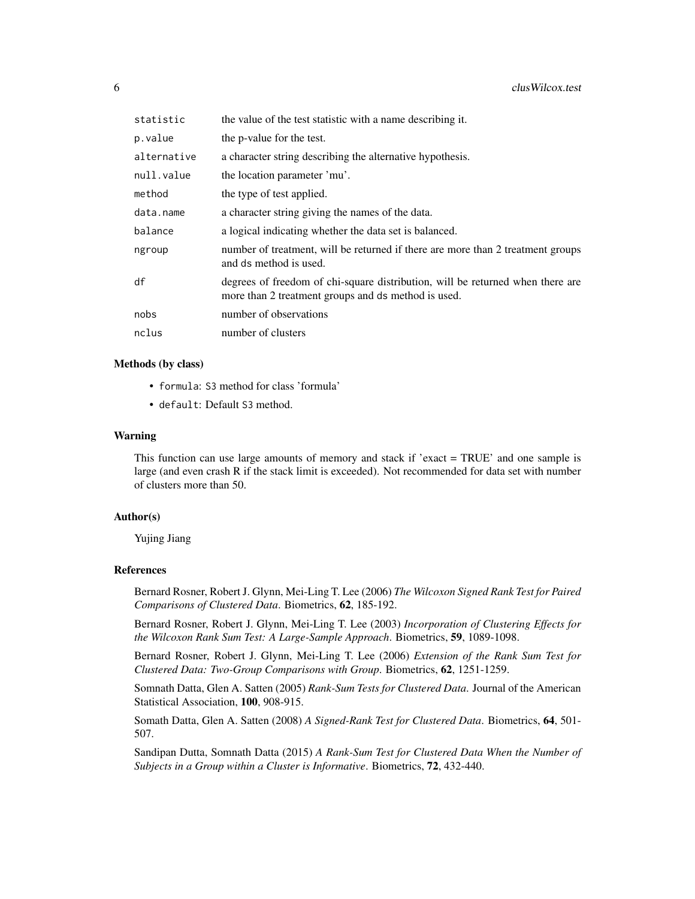| | |
|---|---|
| `statistic` | the value of the test statistic with a name describing it. |
| `p.value` | the p-value for the test. |
| `alternative` | a character string describing the alternative hypothesis. |
| `null.value` | the location parameter 'mu'. |
| `method` | the type of test applied. |
| `data.name` | a character string giving the names of the data. |
| `balance` | a logical indicating whether the data set is balanced. |
| `ngroup` | number of treatment, will be returned if there are more than 2 treatment groups and ds method is used. |
| `df` | degrees of freedom of chi-square distribution, will be returned when there are more than 2 treatment groups and ds method is used. |
| `nobs` | number of observations |
| `nclus` | number of clusters |

### Methods (by class)

- `formula`: S3 method for class 'formula'
- `default`: Default S3 method.

### Warning

This function can use large amounts of memory and stack if 'exact = TRUE' and one sample is large (and even crash R if the stack limit is exceeded). Not recommended for data set with number of clusters more than 50.

### Author(s)

Yujing Jiang

### References

Bernard Rosner, Robert J. Glynn, Mei-Ling T. Lee (2006) *The Wilcoxon Signed Rank Test for Paired Comparisons of Clustered Data*. Biometrics, **62**, 185-192.

Bernard Rosner, Robert J. Glynn, Mei-Ling T. Lee (2003) *Incorporation of Clustering Effects for the Wilcoxon Rank Sum Test: A Large-Sample Approach*. Biometrics, **59**, 1089-1098.

Bernard Rosner, Robert J. Glynn, Mei-Ling T. Lee (2006) *Extension of the Rank Sum Test for Clustered Data: Two-Group Comparisons with Group*. Biometrics, **62**, 1251-1259.

Somnath Datta, Glen A. Satten (2005) *Rank-Sum Tests for Clustered Data*. Journal of the American Statistical Association, **100**, 908-915.

Somath Datta, Glen A. Satten (2008) *A Signed-Rank Test for Clustered Data*. Biometrics, **64**, 501-507.

Sandipan Dutta, Somnath Datta (2015) *A Rank-Sum Test for Clustered Data When the Number of Subjects in a Group within a Cluster is Informative*. Biometrics, **72**, 432-440.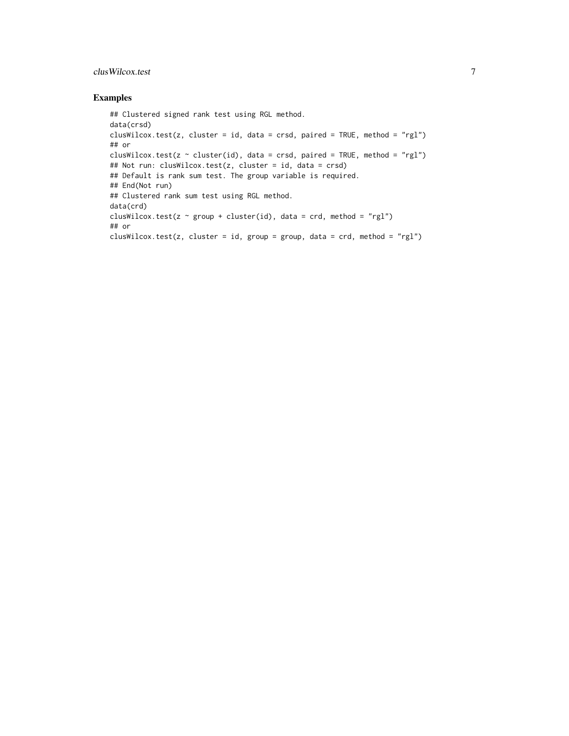## Examples

```
## Clustered signed rank test using RGL method.
data(crsd)
clusWilcox.test(z, cluster = id, data = crsd, paired = TRUE, method = "rgl")
## or
clusWilcox.test(z ~ cluster(id), data = crsd, paired = TRUE, method = "rgl")
## Not run: clusWilcox.test(z, cluster = id, data = crsd)
## Default is rank sum test. The group variable is required.
## End(Not run)
## Clustered rank sum test using RGL method.
data(crd)
clusWilcox.test(z ~ group + cluster(id), data = crd, method = "rgl")
## or
clusWilcox.test(z, cluster = id, group = group, data = crd, method = "rgl")
```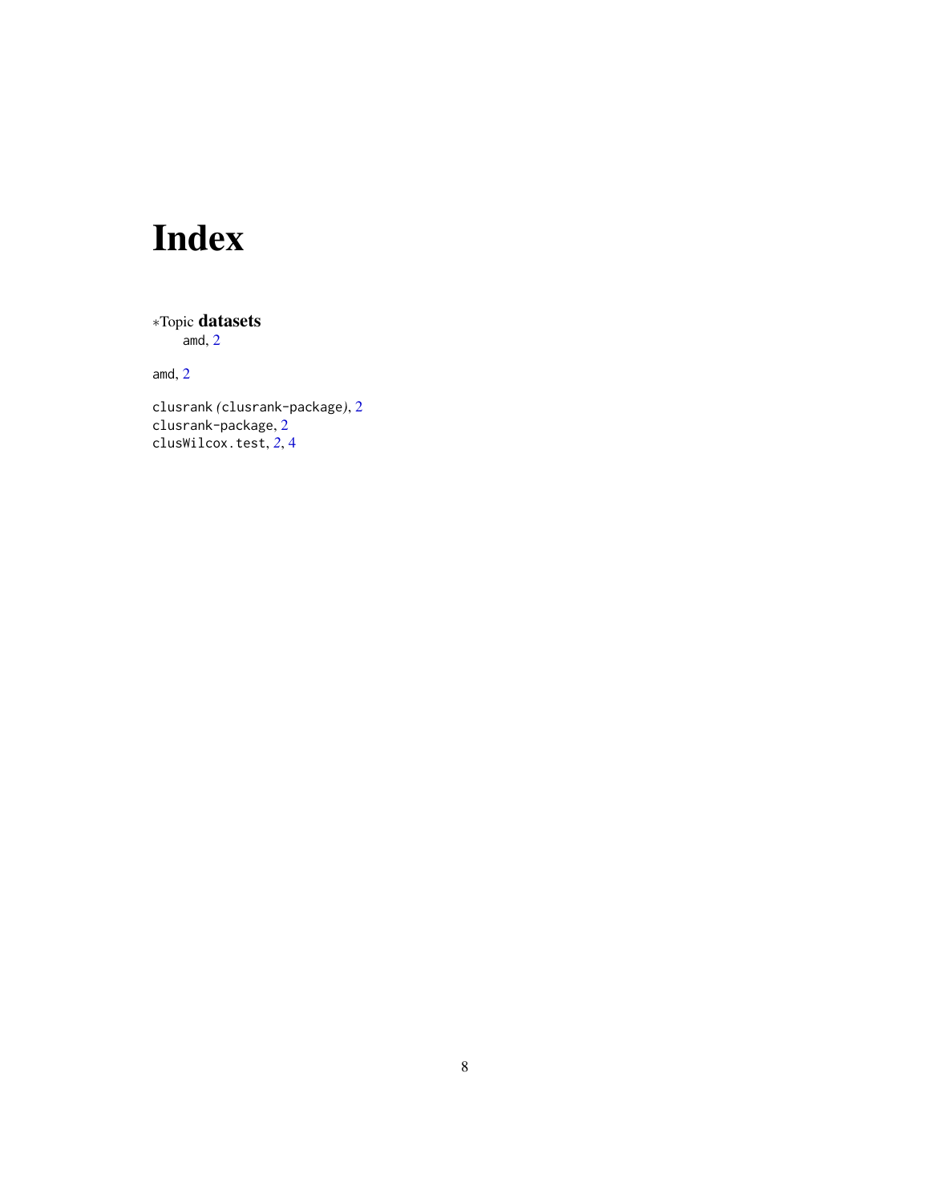# Index

∗Topic **datasets**
  amd, 2

amd, 2

clusrank *(*clusrank-package*)*, 2
clusrank-package, 2
clusWilcox.test, *2*, 4